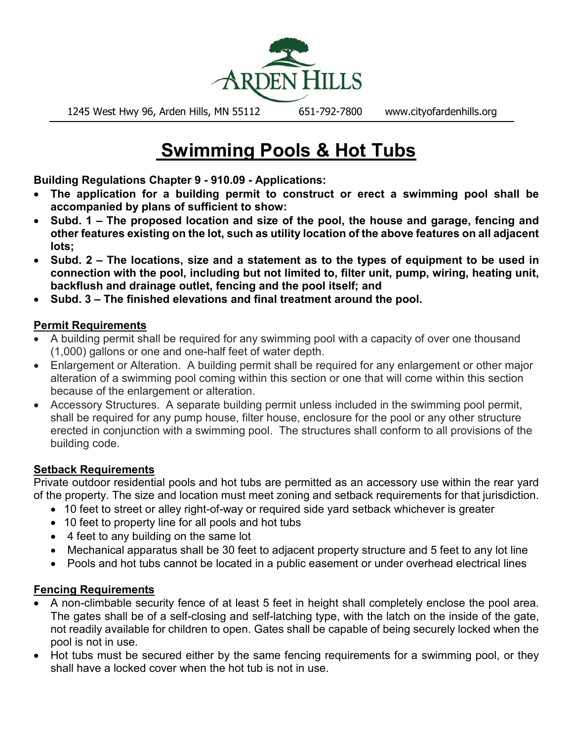ARDEN HILLS

1245 West Hwy 96, Arden Hills, MN 55112 651-792-7800 www.cityofardenhills.org

# Swimming Pools & Hot Tubs

**Building Regulations Chapter 9 - 910.09 - Applications:**

- **The application for a building permit to construct or erect a swimming pool shall be accompanied by plans of sufficient to show:**
- **Subd. 1 – The proposed location and size of the pool, the house and garage, fencing and other features existing on the lot, such as utility location of the above features on all adjacent lots;**
- **Subd. 2 – The locations, size and a statement as to the types of equipment to be used in connection with the pool, including but not limited to, filter unit, pump, wiring, heating unit, backflush and drainage outlet, fencing and the pool itself; and**
- **Subd. 3 – The finished elevations and final treatment around the pool.**

## Permit Requirements

- A building permit shall be required for any swimming pool with a capacity of over one thousand (1,000) gallons or one and one-half feet of water depth.
- Enlargement or Alteration. A building permit shall be required for any enlargement or other major alteration of a swimming pool coming within this section or one that will come within this section because of the enlargement or alteration.
- Accessory Structures. A separate building permit unless included in the swimming pool permit, shall be required for any pump house, filter house, enclosure for the pool or any other structure erected in conjunction with a swimming pool. The structures shall conform to all provisions of the building code.

## Setback Requirements

Private outdoor residential pools and hot tubs are permitted as an accessory use within the rear yard of the property. The size and location must meet zoning and setback requirements for that jurisdiction.

- 10 feet to street or alley right-of-way or required side yard setback whichever is greater
- 10 feet to property line for all pools and hot tubs
- 4 feet to any building on the same lot
- Mechanical apparatus shall be 30 feet to adjacent property structure and 5 feet to any lot line
- Pools and hot tubs cannot be located in a public easement or under overhead electrical lines

## Fencing Requirements

- A non-climbable security fence of at least 5 feet in height shall completely enclose the pool area. The gates shall be of a self-closing and self-latching type, with the latch on the inside of the gate, not readily available for children to open. Gates shall be capable of being securely locked when the pool is not in use.
- Hot tubs must be secured either by the same fencing requirements for a swimming pool, or they shall have a locked cover when the hot tub is not in use.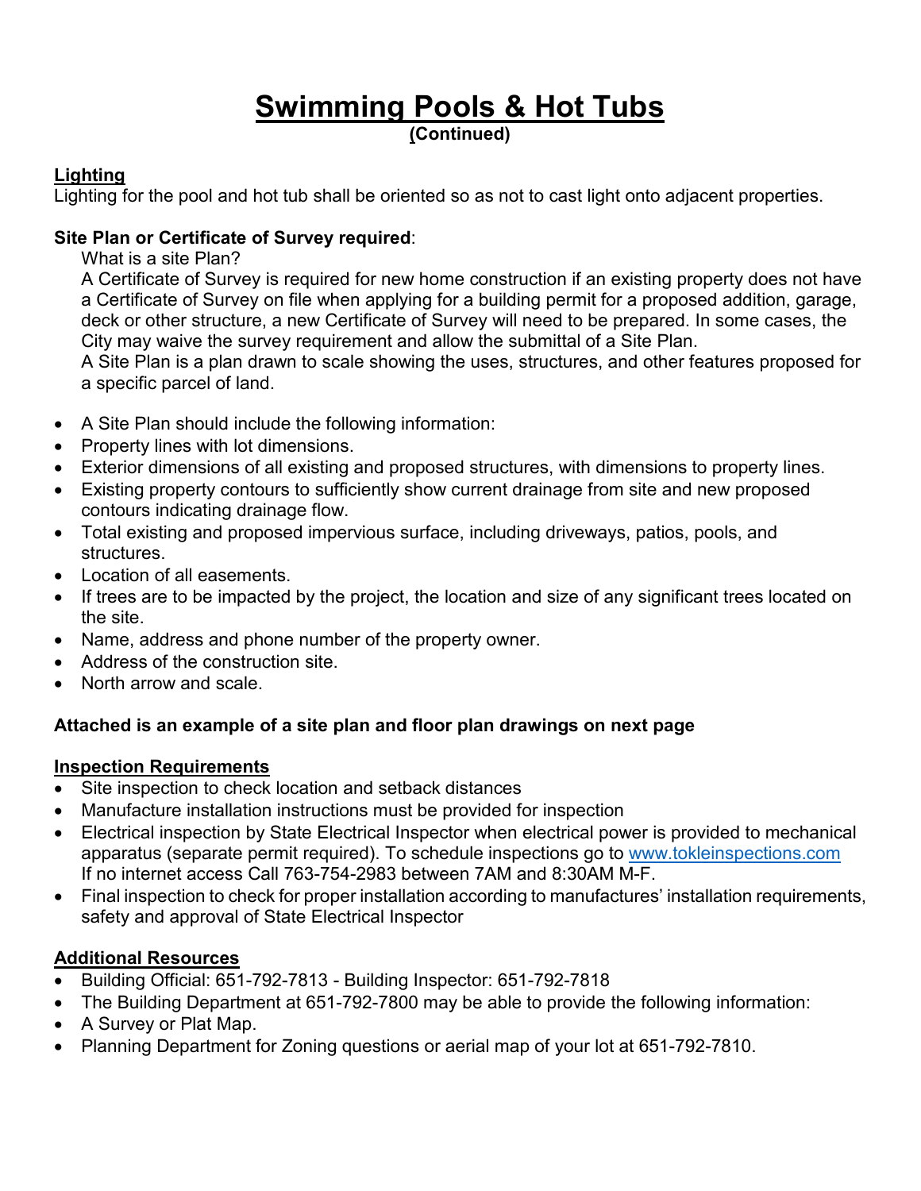# Swimming Pools & Hot Tubs

**(Continued)**

## Lighting

Lighting for the pool and hot tub shall be oriented so as not to cast light onto adjacent properties.

**Site Plan or Certificate of Survey required**:

What is a site Plan?

A Certificate of Survey is required for new home construction if an existing property does not have a Certificate of Survey on file when applying for a building permit for a proposed addition, garage, deck or other structure, a new Certificate of Survey will need to be prepared. In some cases, the City may waive the survey requirement and allow the submittal of a Site Plan.

A Site Plan is a plan drawn to scale showing the uses, structures, and other features proposed for a specific parcel of land.

- A Site Plan should include the following information:
- Property lines with lot dimensions.
- Exterior dimensions of all existing and proposed structures, with dimensions to property lines.
- Existing property contours to sufficiently show current drainage from site and new proposed contours indicating drainage flow.
- Total existing and proposed impervious surface, including driveways, patios, pools, and structures.
- Location of all easements.
- If trees are to be impacted by the project, the location and size of any significant trees located on the site.
- Name, address and phone number of the property owner.
- Address of the construction site.
- North arrow and scale.

**Attached is an example of a site plan and floor plan drawings on next page**

## Inspection Requirements

- Site inspection to check location and setback distances
- Manufacture installation instructions must be provided for inspection
- Electrical inspection by State Electrical Inspector when electrical power is provided to mechanical apparatus (separate permit required). To schedule inspections go to [www.tokleinspections.com](http://www.tokleinspections.com) If no internet access Call 763-754-2983 between 7AM and 8:30AM M-F.
- Final inspection to check for proper installation according to manufactures' installation requirements, safety and approval of State Electrical Inspector

## Additional Resources

- Building Official: 651-792-7813 - Building Inspector: 651-792-7818
- The Building Department at 651-792-7800 may be able to provide the following information:
- A Survey or Plat Map.
- Planning Department for Zoning questions or aerial map of your lot at 651-792-7810.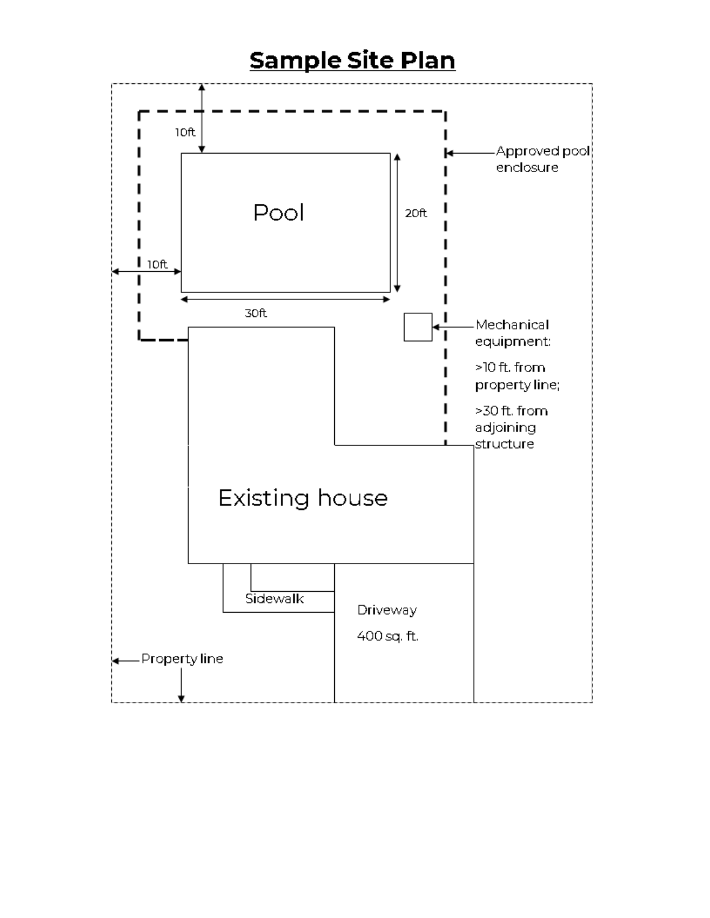# Sample Site Plan

10ft

Approved pool enclosure

Pool

20ft

10ft

30ft

Mechanical equipment:

>10 ft. from property line;

>30 ft. from adjoining structure

Existing house

Sidewalk

Driveway

400 sq. ft.

Property line